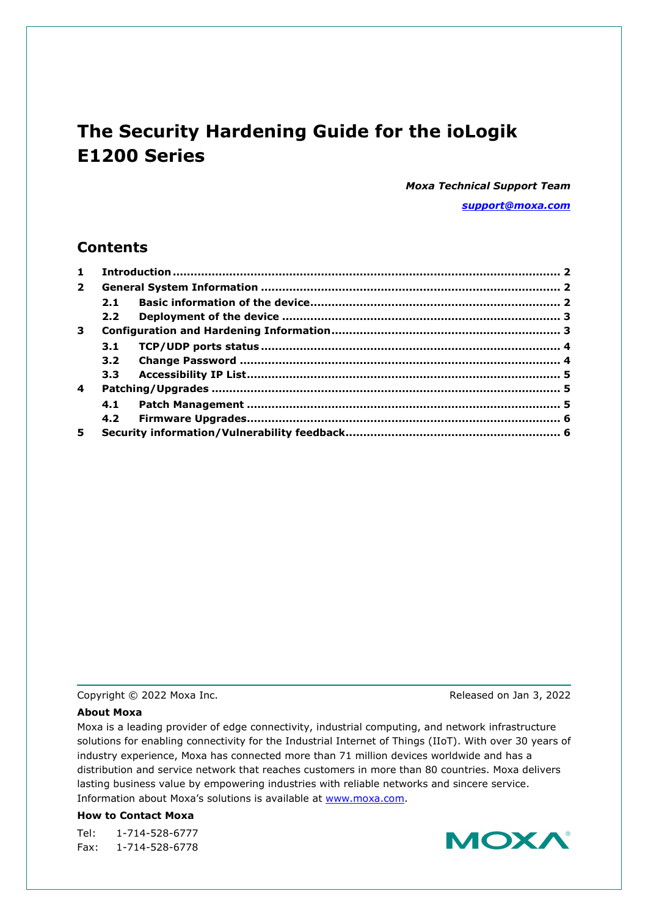# The Security Hardening Guide for the ioLogik E1200 Series

***Moxa Technical Support Team***

***support@moxa.com***

## Contents

| | | |
|---|---|---|
| **1** | **Introduction** | **2** |
| **2** | **General System Information** | **2** |
| **2.1** | **Basic information of the device** | **2** |
| **2.2** | **Deployment of the device** | **3** |
| **3** | **Configuration and Hardening Information** | **3** |
| **3.1** | **TCP/UDP ports status** | **4** |
| **3.2** | **Change Password** | **4** |
| **3.3** | **Accessibility IP List** | **5** |
| **4** | **Patching/Upgrades** | **5** |
| **4.1** | **Patch Management** | **5** |
| **4.2** | **Firmware Upgrades** | **6** |
| **5** | **Security information/Vulnerability feedback** | **6** |

Copyright © 2022 Moxa Inc. Released on Jan 3, 2022

**About Moxa**

Moxa is a leading provider of edge connectivity, industrial computing, and network infrastructure solutions for enabling connectivity for the Industrial Internet of Things (IIoT). With over 30 years of industry experience, Moxa has connected more than 71 million devices worldwide and has a distribution and service network that reaches customers in more than 80 countries. Moxa delivers lasting business value by empowering industries with reliable networks and sincere service. Information about Moxa's solutions is available at www.moxa.com.

**How to Contact Moxa**

Tel: 1-714-528-6777
Fax: 1-714-528-6778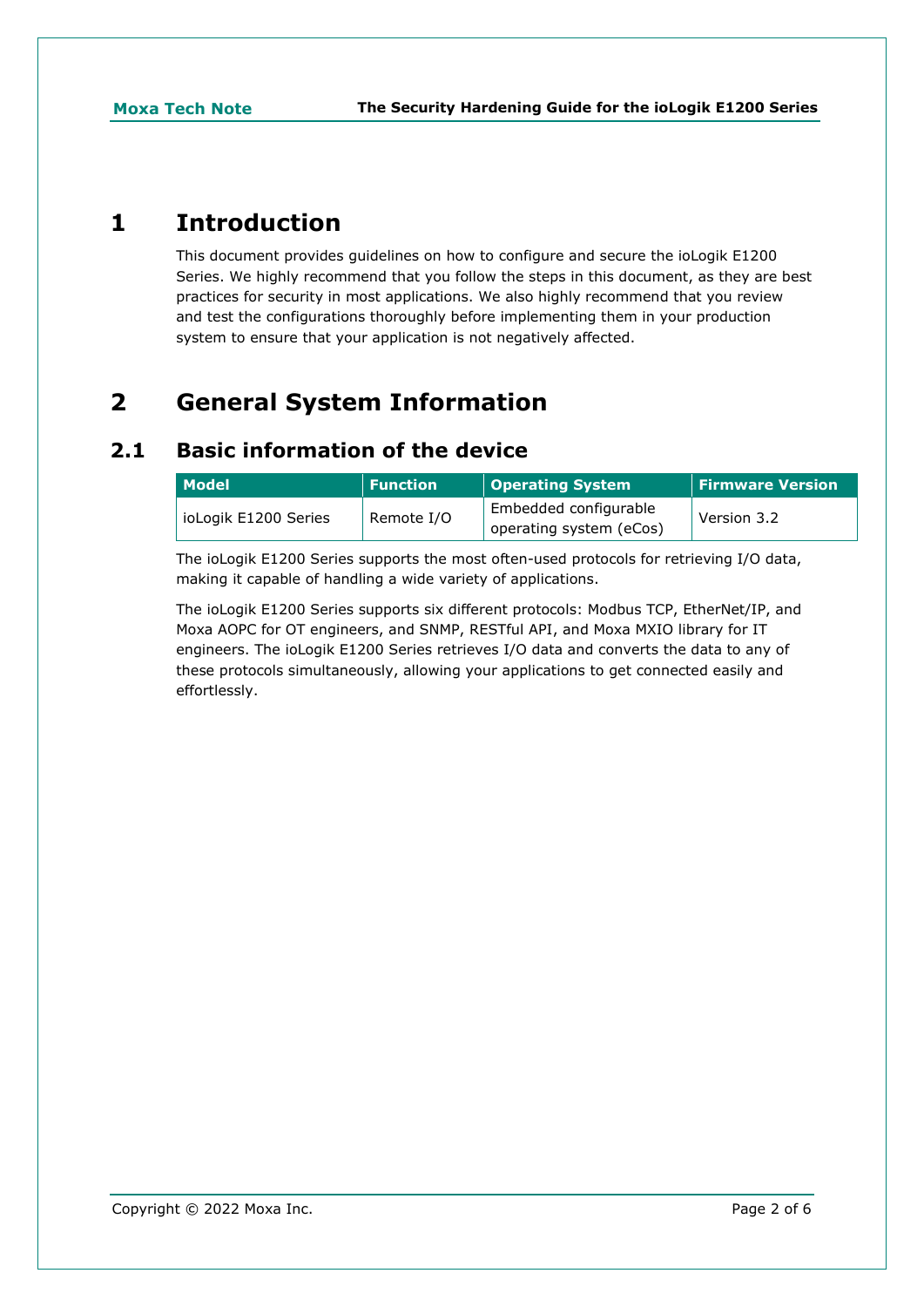# 1 Introduction

This document provides guidelines on how to configure and secure the ioLogik E1200 Series. We highly recommend that you follow the steps in this document, as they are best practices for security in most applications. We also highly recommend that you review and test the configurations thoroughly before implementing them in your production system to ensure that your application is not negatively affected.

# 2 General System Information

## 2.1 Basic information of the device

| Model | Function | Operating System | Firmware Version |
|---|---|---|---|
| ioLogik E1200 Series | Remote I/O | Embedded configurable operating system (eCos) | Version 3.2 |

The ioLogik E1200 Series supports the most often-used protocols for retrieving I/O data, making it capable of handling a wide variety of applications.

The ioLogik E1200 Series supports six different protocols: Modbus TCP, EtherNet/IP, and Moxa AOPC for OT engineers, and SNMP, RESTful API, and Moxa MXIO library for IT engineers. The ioLogik E1200 Series retrieves I/O data and converts the data to any of these protocols simultaneously, allowing your applications to get connected easily and effortlessly.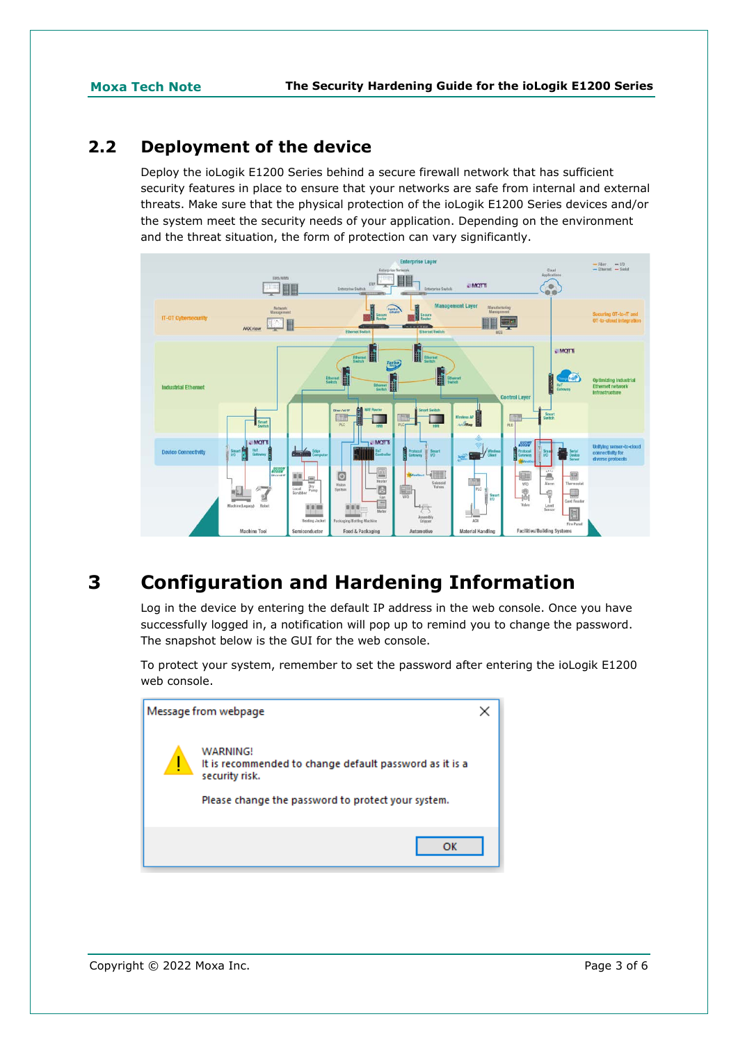## 2.2 Deployment of the device

Deploy the ioLogik E1200 Series behind a secure firewall network that has sufficient security features in place to ensure that your networks are safe from internal and external threats. Make sure that the physical protection of the ioLogik E1200 Series devices and/or the system meet the security needs of your application. Depending on the environment and the threat situation, the form of protection can vary significantly.

# 3 Configuration and Hardening Information

Log in the device by entering the default IP address in the web console. Once you have successfully logged in, a notification will pop up to remind you to change the password. The snapshot below is the GUI for the web console.

To protect your system, remember to set the password after entering the ioLogik E1200 web console.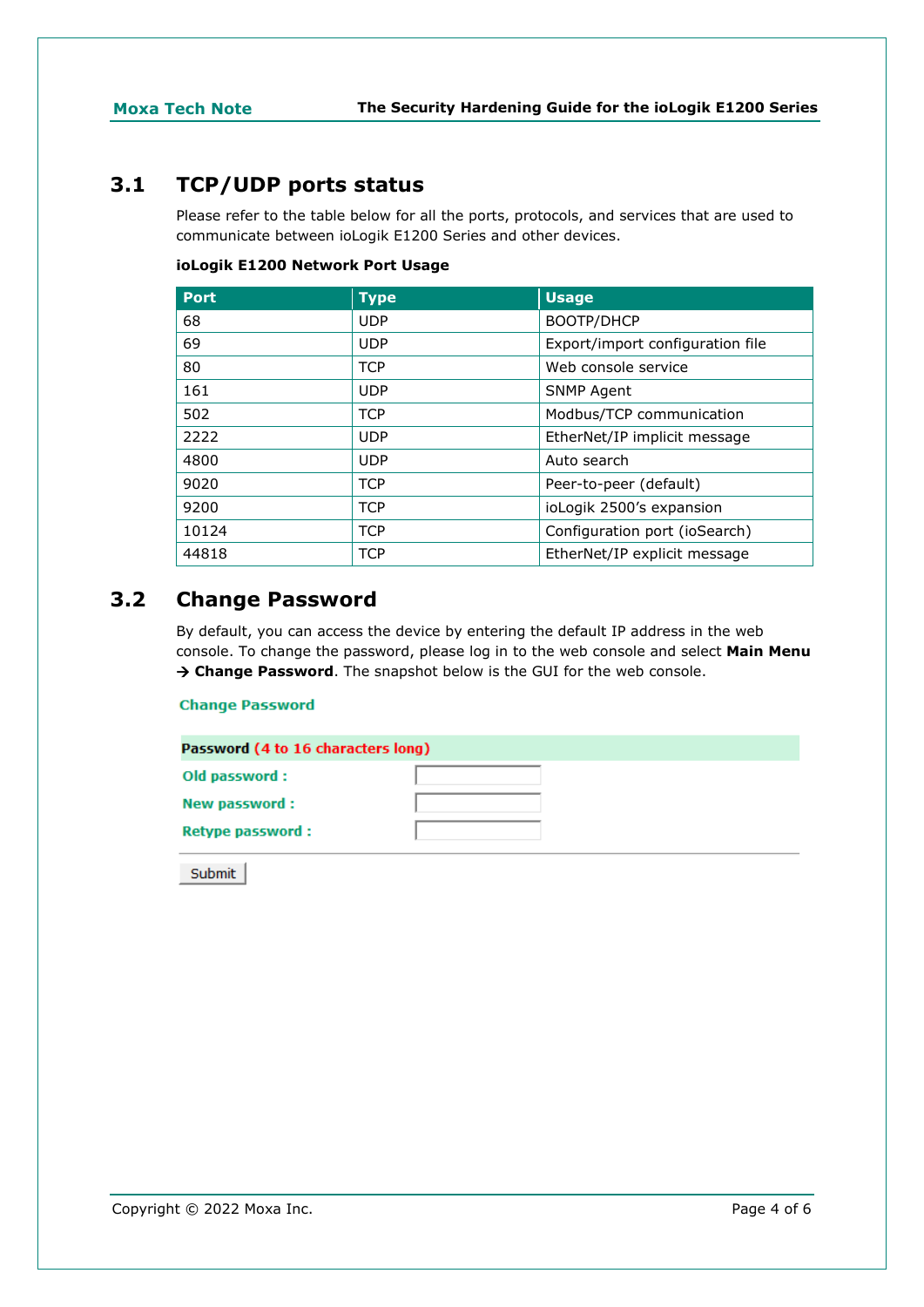## 3.1 TCP/UDP ports status

Please refer to the table below for all the ports, protocols, and services that are used to communicate between ioLogik E1200 Series and other devices.

**ioLogik E1200 Network Port Usage**

| Port | Type | Usage |
|---|---|---|
| 68 | UDP | BOOTP/DHCP |
| 69 | UDP | Export/import configuration file |
| 80 | TCP | Web console service |
| 161 | UDP | SNMP Agent |
| 502 | TCP | Modbus/TCP communication |
| 2222 | UDP | EtherNet/IP implicit message |
| 4800 | UDP | Auto search |
| 9020 | TCP | Peer-to-peer (default) |
| 9200 | TCP | ioLogik 2500's expansion |
| 10124 | TCP | Configuration port (ioSearch) |
| 44818 | TCP | EtherNet/IP explicit message |

## 3.2 Change Password

By default, you can access the device by entering the default IP address in the web console. To change the password, please log in to the web console and select **Main Menu → Change Password**. The snapshot below is the GUI for the web console.

**Change Password**

**Password** (4 to 16 characters long)

Old password :

New password :

Retype password :

Submit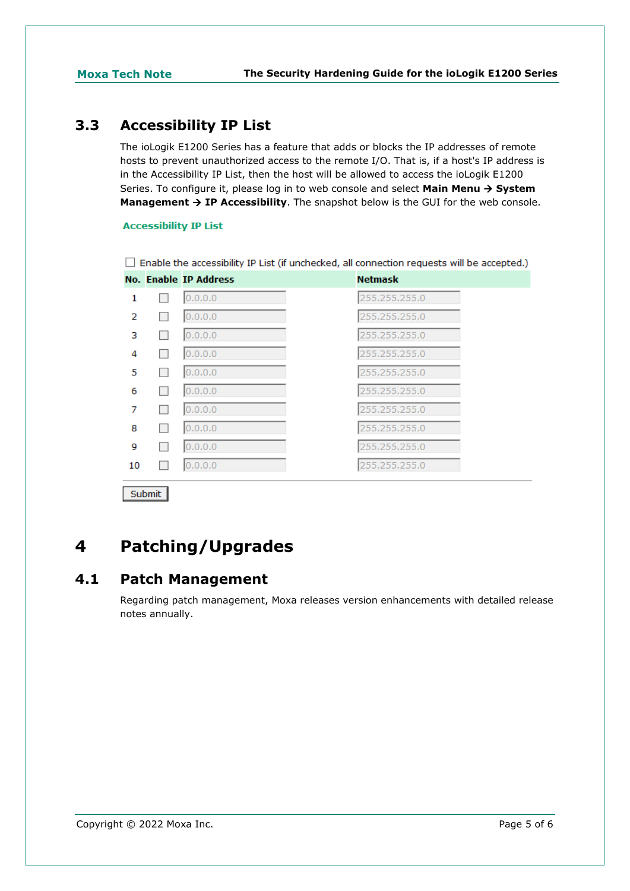## 3.3 Accessibility IP List

The ioLogik E1200 Series has a feature that adds or blocks the IP addresses of remote hosts to prevent unauthorized access to the remote I/O. That is, if a host's IP address is in the Accessibility IP List, then the host will be allowed to access the ioLogik E1200 Series. To configure it, please log in to web console and select **Main Menu → System Management → IP Accessibility**. The snapshot below is the GUI for the web console.

**Accessibility IP List**

☐ Enable the accessibility IP List (if unchecked, all connection requests will be accepted.)

| No. | Enable | IP Address | Netmask |
|---|---|---|---|
| 1 | ☐ | 0.0.0.0 | 255.255.255.0 |
| 2 | ☐ | 0.0.0.0 | 255.255.255.0 |
| 3 | ☐ | 0.0.0.0 | 255.255.255.0 |
| 4 | ☐ | 0.0.0.0 | 255.255.255.0 |
| 5 | ☐ | 0.0.0.0 | 255.255.255.0 |
| 6 | ☐ | 0.0.0.0 | 255.255.255.0 |
| 7 | ☐ | 0.0.0.0 | 255.255.255.0 |
| 8 | ☐ | 0.0.0.0 | 255.255.255.0 |
| 9 | ☐ | 0.0.0.0 | 255.255.255.0 |
| 10 | ☐ | 0.0.0.0 | 255.255.255.0 |

Submit

# 4 Patching/Upgrades

## 4.1 Patch Management

Regarding patch management, Moxa releases version enhancements with detailed release notes annually.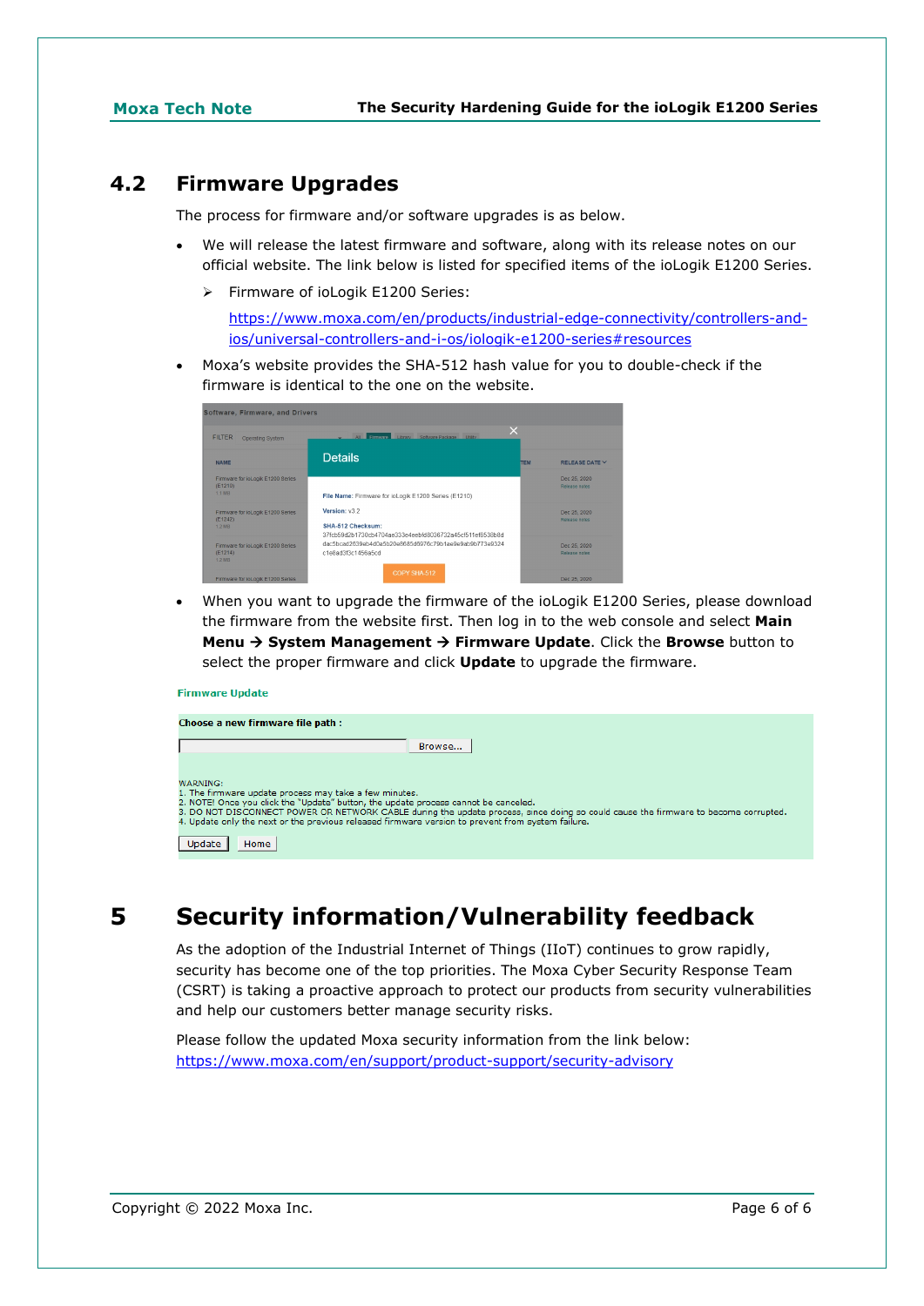## 4.2 Firmware Upgrades

The process for firmware and/or software upgrades is as below.

- We will release the latest firmware and software, along with its release notes on our official website. The link below is listed for specified items of the ioLogik E1200 Series.
  - Firmware of ioLogik E1200 Series:
    https://www.moxa.com/en/products/industrial-edge-connectivity/controllers-and-ios/universal-controllers-and-i-os/iologik-e1200-series#resources
- Moxa's website provides the SHA-512 hash value for you to double-check if the firmware is identical to the one on the website.
- When you want to upgrade the firmware of the ioLogik E1200 Series, please download the firmware from the website first. Then log in to the web console and select **Main Menu → System Management → Firmware Update**. Click the **Browse** button to select the proper firmware and click **Update** to upgrade the firmware.

# 5 Security information/Vulnerability feedback

As the adoption of the Industrial Internet of Things (IIoT) continues to grow rapidly, security has become one of the top priorities. The Moxa Cyber Security Response Team (CSRT) is taking a proactive approach to protect our products from security vulnerabilities and help our customers better manage security risks.

Please follow the updated Moxa security information from the link below:
https://www.moxa.com/en/support/product-support/security-advisory